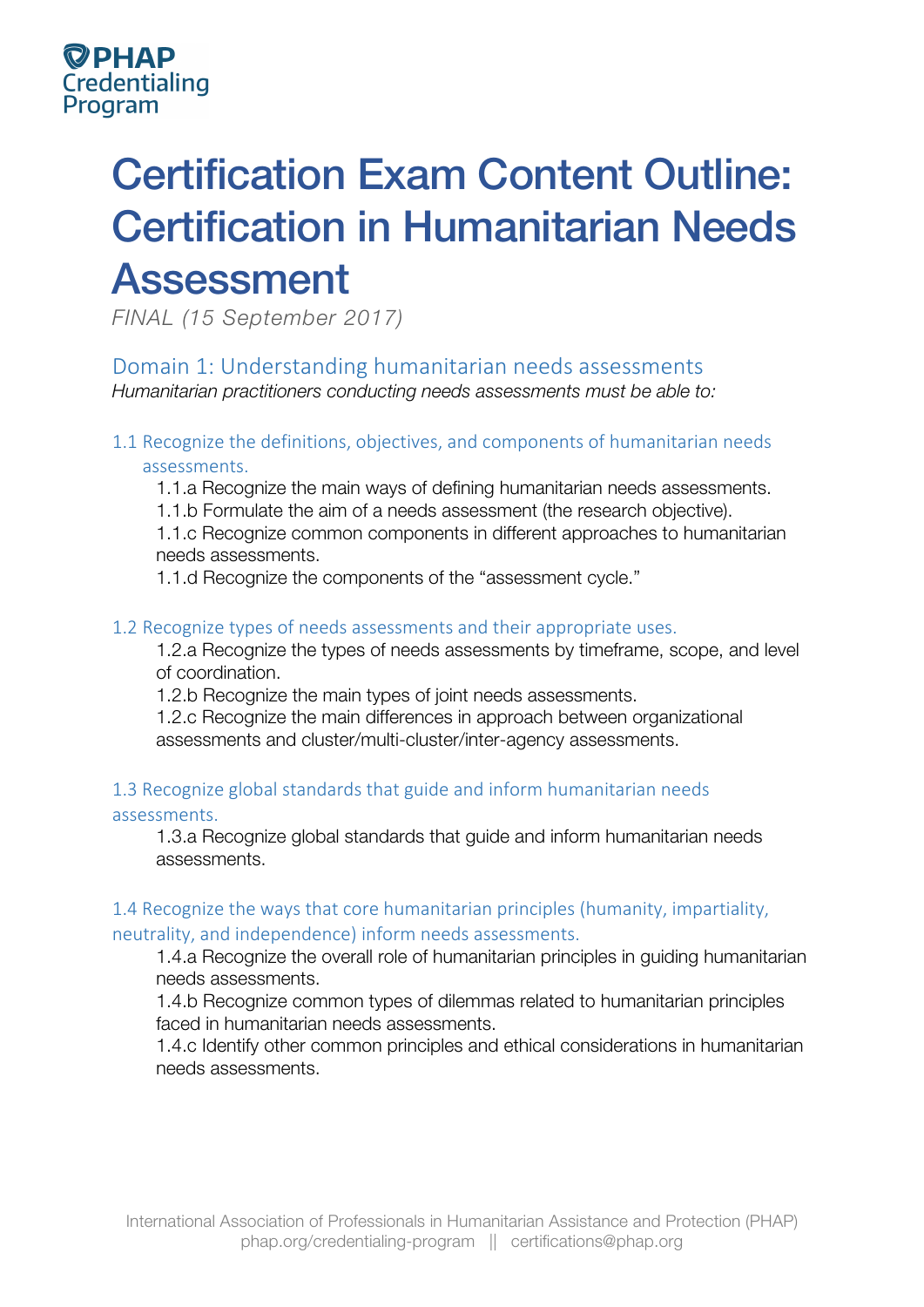PHAP Credentialing Program

# Certification Exam Content Outline: Certification in Humanitarian Needs Assessment

*FINAL (15 September 2017)*

## Domain 1: Understanding humanitarian needs assessments

*Humanitarian practitioners conducting needs assessments must be able to:*

### 1.1 Recognize the definitions, objectives, and components of humanitarian needs assessments.

1.1.a Recognize the main ways of defining humanitarian needs assessments.

1.1.b Formulate the aim of a needs assessment (the research objective).

1.1.c Recognize common components in different approaches to humanitarian needs assessments.

1.1.d Recognize the components of the "assessment cycle."

### 1.2 Recognize types of needs assessments and their appropriate uses.

1.2.a Recognize the types of needs assessments by timeframe, scope, and level of coordination.

1.2.b Recognize the main types of joint needs assessments.

1.2.c Recognize the main differences in approach between organizational assessments and cluster/multi-cluster/inter-agency assessments.

### 1.3 Recognize global standards that guide and inform humanitarian needs assessments.

1.3.a Recognize global standards that guide and inform humanitarian needs assessments.

### 1.4 Recognize the ways that core humanitarian principles (humanity, impartiality, neutrality, and independence) inform needs assessments.

1.4.a Recognize the overall role of humanitarian principles in guiding humanitarian needs assessments.

1.4.b Recognize common types of dilemmas related to humanitarian principles faced in humanitarian needs assessments.

1.4.c Identify other common principles and ethical considerations in humanitarian needs assessments.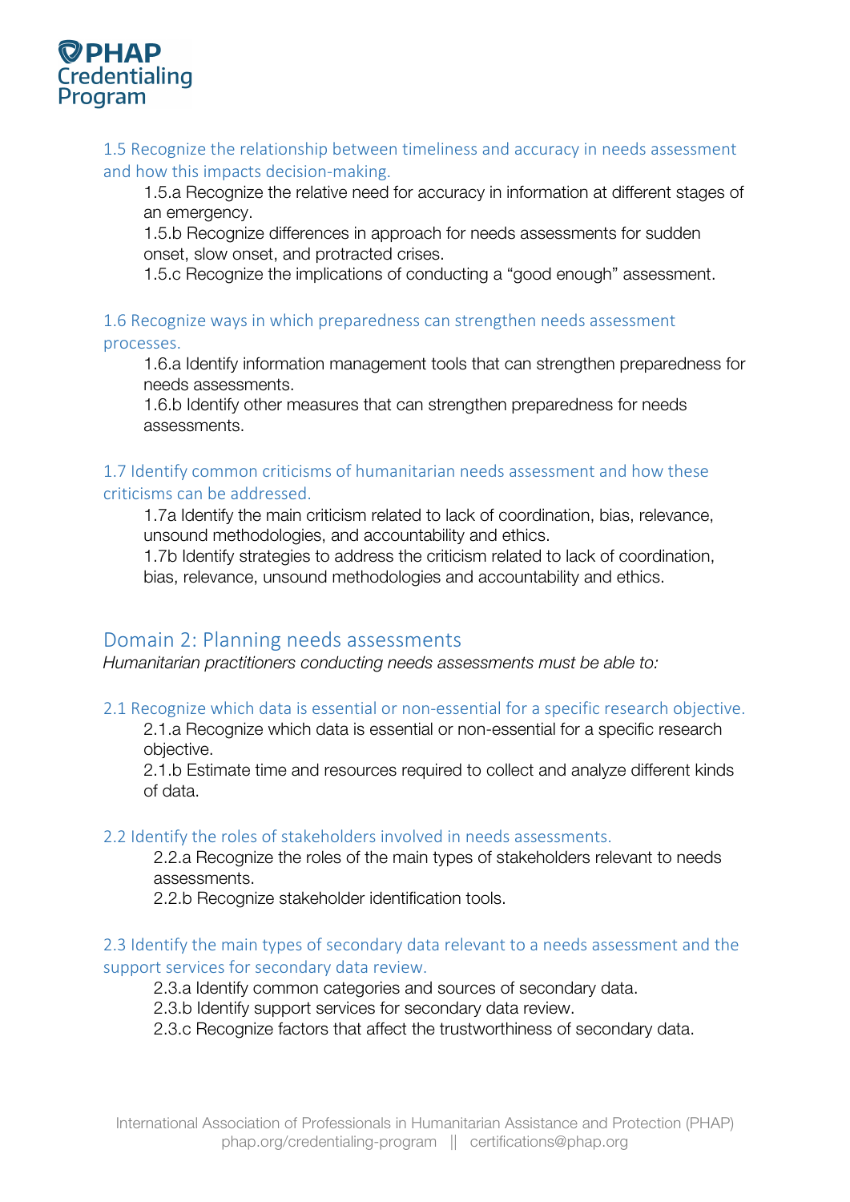### 1.5 Recognize the relationship between timeliness and accuracy in needs assessment and how this impacts decision-making.

1.5.a Recognize the relative need for accuracy in information at different stages of an emergency.
1.5.b Recognize differences in approach for needs assessments for sudden onset, slow onset, and protracted crises.
1.5.c Recognize the implications of conducting a "good enough" assessment.

### 1.6 Recognize ways in which preparedness can strengthen needs assessment processes.

1.6.a Identify information management tools that can strengthen preparedness for needs assessments.
1.6.b Identify other measures that can strengthen preparedness for needs assessments.

### 1.7 Identify common criticisms of humanitarian needs assessment and how these criticisms can be addressed.

1.7a Identify the main criticism related to lack of coordination, bias, relevance, unsound methodologies, and accountability and ethics.
1.7b Identify strategies to address the criticism related to lack of coordination, bias, relevance, unsound methodologies and accountability and ethics.

## Domain 2: Planning needs assessments

*Humanitarian practitioners conducting needs assessments must be able to:*

### 2.1 Recognize which data is essential or non-essential for a specific research objective.

2.1.a Recognize which data is essential or non-essential for a specific research objective.
2.1.b Estimate time and resources required to collect and analyze different kinds of data.

### 2.2 Identify the roles of stakeholders involved in needs assessments.

2.2.a Recognize the roles of the main types of stakeholders relevant to needs assessments.
2.2.b Recognize stakeholder identification tools.

### 2.3 Identify the main types of secondary data relevant to a needs assessment and the support services for secondary data review.

2.3.a Identify common categories and sources of secondary data.
2.3.b Identify support services for secondary data review.
2.3.c Recognize factors that affect the trustworthiness of secondary data.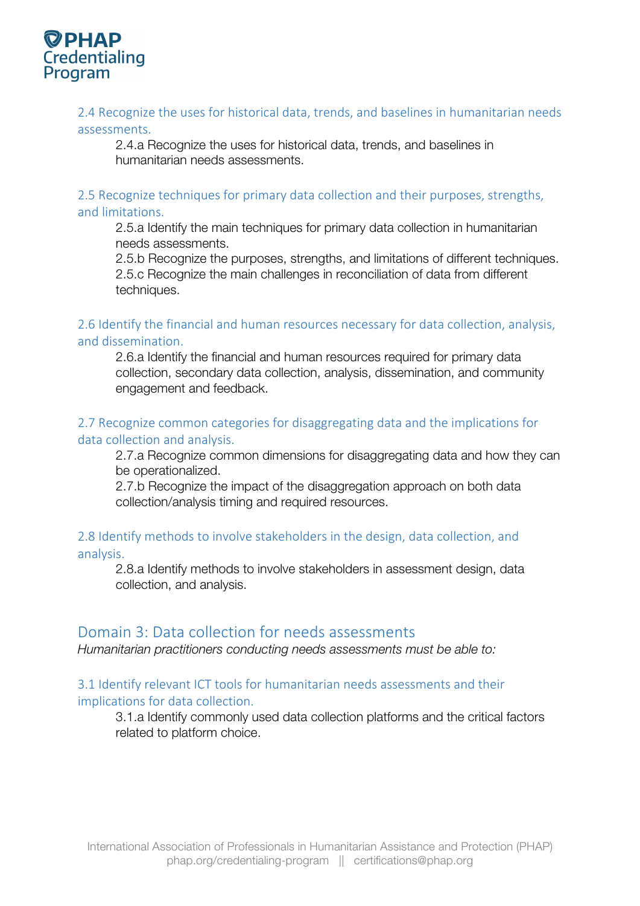### 2.4 Recognize the uses for historical data, trends, and baselines in humanitarian needs assessments.

2.4.a Recognize the uses for historical data, trends, and baselines in humanitarian needs assessments.

### 2.5 Recognize techniques for primary data collection and their purposes, strengths, and limitations.

2.5.a Identify the main techniques for primary data collection in humanitarian needs assessments.
2.5.b Recognize the purposes, strengths, and limitations of different techniques.
2.5.c Recognize the main challenges in reconciliation of data from different techniques.

### 2.6 Identify the financial and human resources necessary for data collection, analysis, and dissemination.

2.6.a Identify the financial and human resources required for primary data collection, secondary data collection, analysis, dissemination, and community engagement and feedback.

### 2.7 Recognize common categories for disaggregating data and the implications for data collection and analysis.

2.7.a Recognize common dimensions for disaggregating data and how they can be operationalized.
2.7.b Recognize the impact of the disaggregation approach on both data collection/analysis timing and required resources.

### 2.8 Identify methods to involve stakeholders in the design, data collection, and analysis.

2.8.a Identify methods to involve stakeholders in assessment design, data collection, and analysis.

## Domain 3: Data collection for needs assessments

*Humanitarian practitioners conducting needs assessments must be able to:*

### 3.1 Identify relevant ICT tools for humanitarian needs assessments and their implications for data collection.

3.1.a Identify commonly used data collection platforms and the critical factors related to platform choice.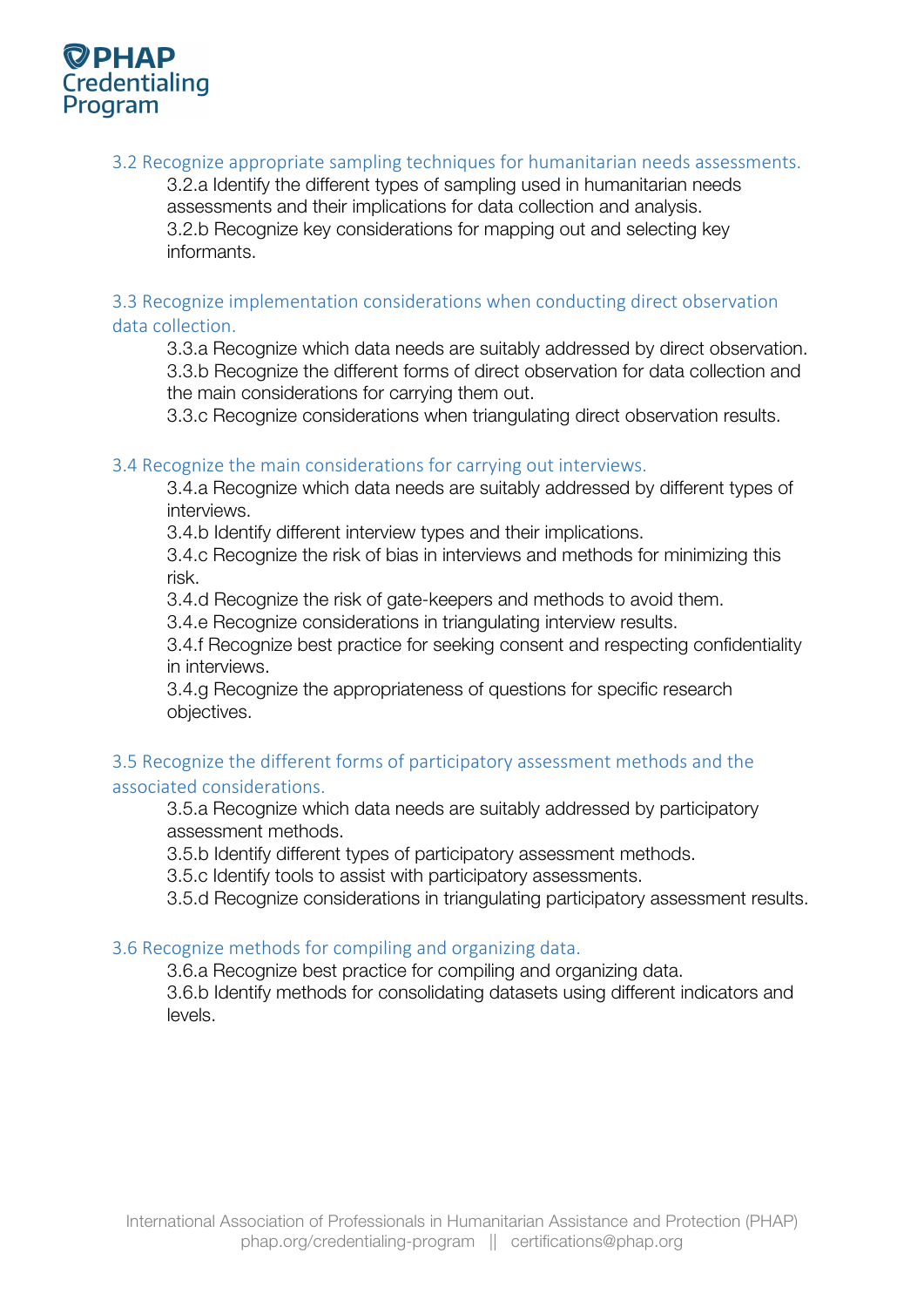### 3.2 Recognize appropriate sampling techniques for humanitarian needs assessments.

3.2.a Identify the different types of sampling used in humanitarian needs assessments and their implications for data collection and analysis.
3.2.b Recognize key considerations for mapping out and selecting key informants.

### 3.3 Recognize implementation considerations when conducting direct observation data collection.

3.3.a Recognize which data needs are suitably addressed by direct observation.
3.3.b Recognize the different forms of direct observation for data collection and the main considerations for carrying them out.
3.3.c Recognize considerations when triangulating direct observation results.

### 3.4 Recognize the main considerations for carrying out interviews.

3.4.a Recognize which data needs are suitably addressed by different types of interviews.
3.4.b Identify different interview types and their implications.
3.4.c Recognize the risk of bias in interviews and methods for minimizing this risk.
3.4.d Recognize the risk of gate-keepers and methods to avoid them.
3.4.e Recognize considerations in triangulating interview results.
3.4.f Recognize best practice for seeking consent and respecting confidentiality in interviews.
3.4.g Recognize the appropriateness of questions for specific research objectives.

### 3.5 Recognize the different forms of participatory assessment methods and the associated considerations.

3.5.a Recognize which data needs are suitably addressed by participatory assessment methods.
3.5.b Identify different types of participatory assessment methods.
3.5.c Identify tools to assist with participatory assessments.
3.5.d Recognize considerations in triangulating participatory assessment results.

### 3.6 Recognize methods for compiling and organizing data.

3.6.a Recognize best practice for compiling and organizing data.
3.6.b Identify methods for consolidating datasets using different indicators and levels.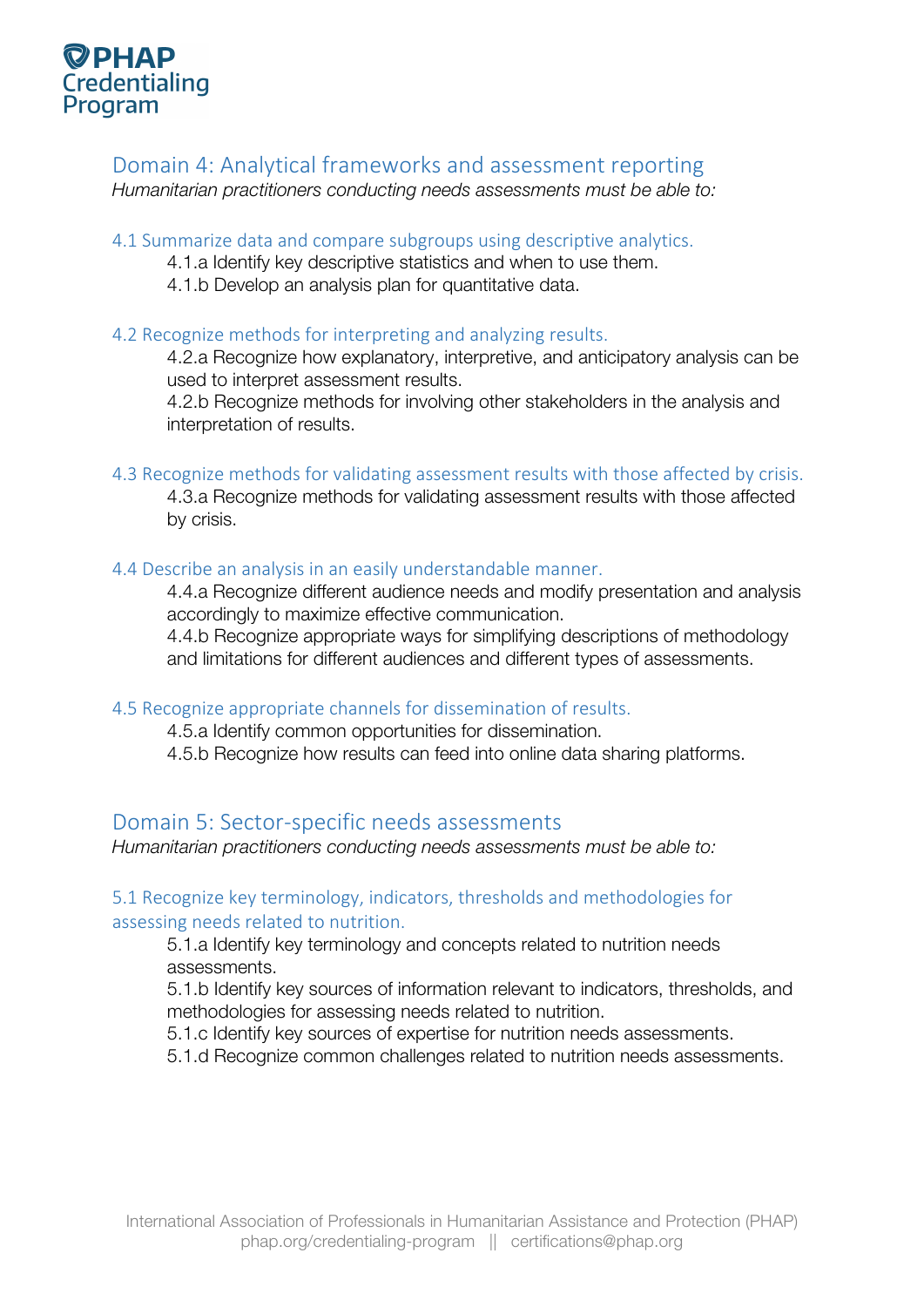## Domain 4: Analytical frameworks and assessment reporting

*Humanitarian practitioners conducting needs assessments must be able to:*

### 4.1 Summarize data and compare subgroups using descriptive analytics.

4.1.a Identify key descriptive statistics and when to use them.
4.1.b Develop an analysis plan for quantitative data.

### 4.2 Recognize methods for interpreting and analyzing results.

4.2.a Recognize how explanatory, interpretive, and anticipatory analysis can be used to interpret assessment results.
4.2.b Recognize methods for involving other stakeholders in the analysis and interpretation of results.

### 4.3 Recognize methods for validating assessment results with those affected by crisis.

4.3.a Recognize methods for validating assessment results with those affected by crisis.

### 4.4 Describe an analysis in an easily understandable manner.

4.4.a Recognize different audience needs and modify presentation and analysis accordingly to maximize effective communication.
4.4.b Recognize appropriate ways for simplifying descriptions of methodology and limitations for different audiences and different types of assessments.

### 4.5 Recognize appropriate channels for dissemination of results.

4.5.a Identify common opportunities for dissemination.
4.5.b Recognize how results can feed into online data sharing platforms.

## Domain 5: Sector-specific needs assessments

*Humanitarian practitioners conducting needs assessments must be able to:*

### 5.1 Recognize key terminology, indicators, thresholds and methodologies for assessing needs related to nutrition.

5.1.a Identify key terminology and concepts related to nutrition needs assessments.
5.1.b Identify key sources of information relevant to indicators, thresholds, and methodologies for assessing needs related to nutrition.
5.1.c Identify key sources of expertise for nutrition needs assessments.
5.1.d Recognize common challenges related to nutrition needs assessments.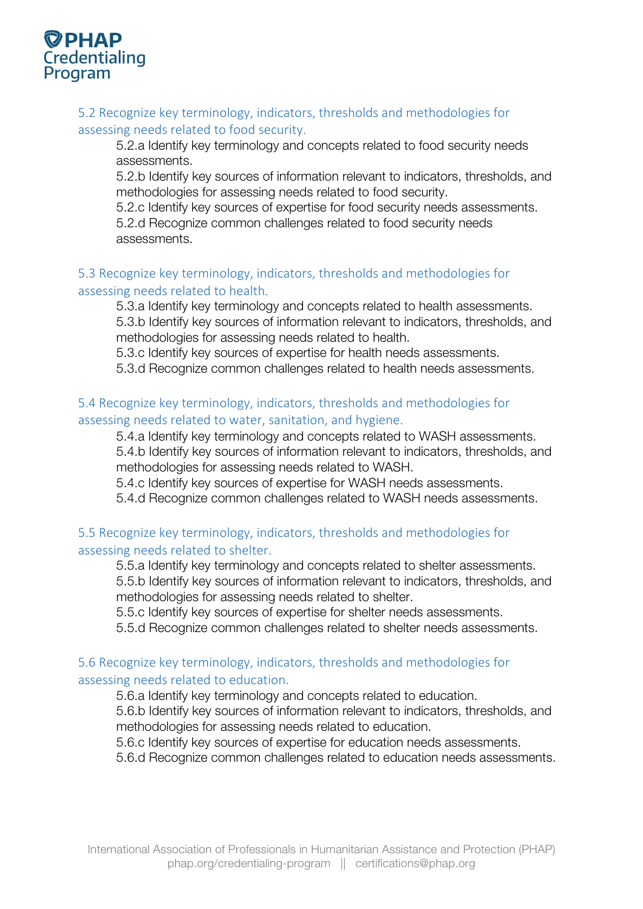### 5.2 Recognize key terminology, indicators, thresholds and methodologies for assessing needs related to food security.

5.2.a Identify key terminology and concepts related to food security needs assessments.
5.2.b Identify key sources of information relevant to indicators, thresholds, and methodologies for assessing needs related to food security.
5.2.c Identify key sources of expertise for food security needs assessments.
5.2.d Recognize common challenges related to food security needs assessments.

### 5.3 Recognize key terminology, indicators, thresholds and methodologies for assessing needs related to health.

5.3.a Identify key terminology and concepts related to health assessments.
5.3.b Identify key sources of information relevant to indicators, thresholds, and methodologies for assessing needs related to health.
5.3.c Identify key sources of expertise for health needs assessments.
5.3.d Recognize common challenges related to health needs assessments.

### 5.4 Recognize key terminology, indicators, thresholds and methodologies for assessing needs related to water, sanitation, and hygiene.

5.4.a Identify key terminology and concepts related to WASH assessments.
5.4.b Identify key sources of information relevant to indicators, thresholds, and methodologies for assessing needs related to WASH.
5.4.c Identify key sources of expertise for WASH needs assessments.
5.4.d Recognize common challenges related to WASH needs assessments.

### 5.5 Recognize key terminology, indicators, thresholds and methodologies for assessing needs related to shelter.

5.5.a Identify key terminology and concepts related to shelter assessments.
5.5.b Identify key sources of information relevant to indicators, thresholds, and methodologies for assessing needs related to shelter.
5.5.c Identify key sources of expertise for shelter needs assessments.
5.5.d Recognize common challenges related to shelter needs assessments.

### 5.6 Recognize key terminology, indicators, thresholds and methodologies for assessing needs related to education.

5.6.a Identify key terminology and concepts related to education.
5.6.b Identify key sources of information relevant to indicators, thresholds, and methodologies for assessing needs related to education.
5.6.c Identify key sources of expertise for education needs assessments.
5.6.d Recognize common challenges related to education needs assessments.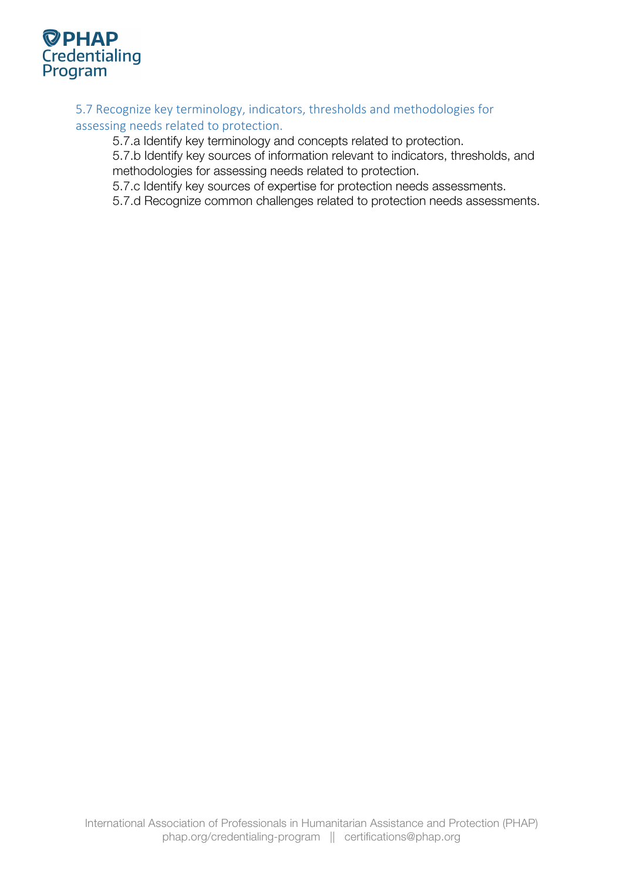### 5.7 Recognize key terminology, indicators, thresholds and methodologies for assessing needs related to protection.

5.7.a Identify key terminology and concepts related to protection.
5.7.b Identify key sources of information relevant to indicators, thresholds, and methodologies for assessing needs related to protection.
5.7.c Identify key sources of expertise for protection needs assessments.
5.7.d Recognize common challenges related to protection needs assessments.